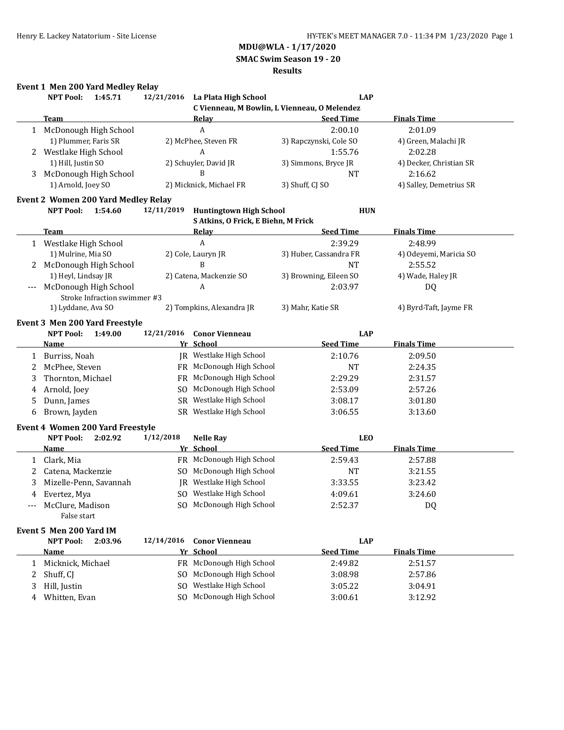# MDU@WLA - 1/17/2020

## SMAC Swim Season 19 - 20

## Results

### Event 1 Men 200 Yard Medley Relay

**NPT Pool: 1:45.71** 12/21/2016 **La Plata High School** **LAP**
C Vienneau, M Bowlin, L Vienneau, O Melendez

| | Team | Relay | Seed Time | Finals Time |
|---|---|---|---|---|
| 1 | McDonough High School | A | 2:00.10 | 2:01.09 |
| | 1) Plummer, Faris SR | 2) McPhee, Steven FR | 3) Rapczynski, Cole SO | 4) Green, Malachi JR |
| 2 | Westlake High School | A | 1:55.76 | 2:02.28 |
| | 1) Hill, Justin SO | 2) Schuyler, David JR | 3) Simmons, Bryce JR | 4) Decker, Christian SR |
| 3 | McDonough High School | B | NT | 2:16.62 |
| | 1) Arnold, Joey SO | 2) Micknick, Michael FR | 3) Shuff, CJ SO | 4) Salley, Demetrius SR |

### Event 2 Women 200 Yard Medley Relay

**NPT Pool: 1:54.60** 12/11/2019 **Huntingtown High School** **HUN**
S Atkins, O Frick, E Biehn, M Frick

| | Team | Relay | Seed Time | Finals Time |
|---|---|---|---|---|
| 1 | Westlake High School | A | 2:39.29 | 2:48.99 |
| | 1) Mulrine, Mia SO | 2) Cole, Lauryn JR | 3) Huber, Cassandra FR | 4) Odeyemi, Maricia SO |
| 2 | McDonough High School | B | NT | 2:55.52 |
| | 1) Heyl, Lindsay JR | 2) Catena, Mackenzie SO | 3) Browning, Eileen SO | 4) Wade, Haley JR |
| --- | McDonough High School | A | 2:03.97 | DQ |
| | Stroke Infraction swimmer #3 | | | |
| | 1) Lyddane, Ava SO | 2) Tompkins, Alexandra JR | 3) Mahr, Katie SR | 4) Byrd-Taft, Jayme FR |

### Event 3 Men 200 Yard Freestyle

**NPT Pool: 1:49.00** 12/21/2016 **Conor Vienneau** **LAP**

| | Name | Yr | School | Seed Time | Finals Time |
|---|---|---|---|---|---|
| 1 | Burriss, Noah | JR | Westlake High School | 2:10.76 | 2:09.50 |
| 2 | McPhee, Steven | FR | McDonough High School | NT | 2:24.35 |
| 3 | Thornton, Michael | FR | McDonough High School | 2:29.29 | 2:31.57 |
| 4 | Arnold, Joey | SO | McDonough High School | 2:53.09 | 2:57.26 |
| 5 | Dunn, James | SR | Westlake High School | 3:08.17 | 3:01.80 |
| 6 | Brown, Jayden | SR | Westlake High School | 3:06.55 | 3:13.60 |

### Event 4 Women 200 Yard Freestyle

**NPT Pool: 2:02.92** 1/12/2018 **Nelle Ray** **LEO**

| | Name | Yr | School | Seed Time | Finals Time |
|---|---|---|---|---|---|
| 1 | Clark, Mia | FR | McDonough High School | 2:59.43 | 2:57.88 |
| 2 | Catena, Mackenzie | SO | McDonough High School | NT | 3:21.55 |
| 3 | Mizelle-Penn, Savannah | JR | Westlake High School | 3:33.55 | 3:23.42 |
| 4 | Evertez, Mya | SO | Westlake High School | 4:09.61 | 3:24.60 |
| --- | McClure, Madison | SO | McDonough High School | 2:52.37 | DQ |
| | False start | | | | |

### Event 5 Men 200 Yard IM

**NPT Pool: 2:03.96** 12/14/2016 **Conor Vienneau** **LAP**

| | Name | Yr | School | Seed Time | Finals Time |
|---|---|---|---|---|---|
| 1 | Micknick, Michael | FR | McDonough High School | 2:49.82 | 2:51.57 |
| 2 | Shuff, CJ | SO | McDonough High School | 3:08.98 | 2:57.86 |
| 3 | Hill, Justin | SO | Westlake High School | 3:05.22 | 3:04.91 |
| 4 | Whitten, Evan | SO | McDonough High School | 3:00.61 | 3:12.92 |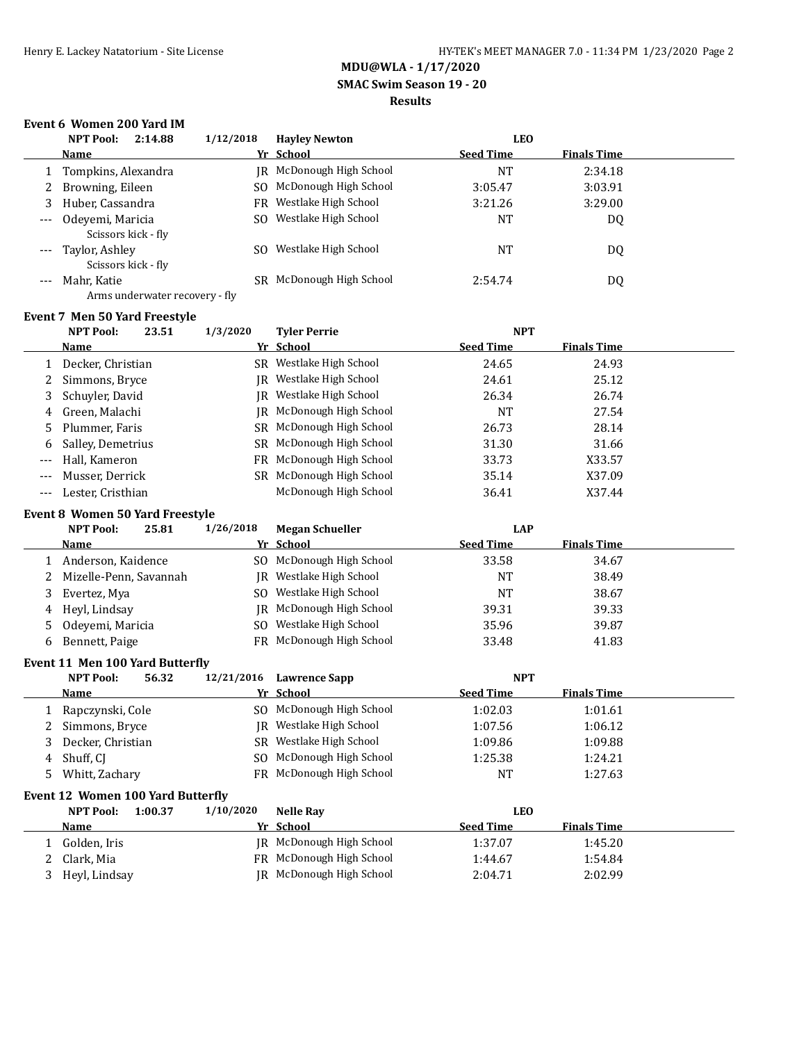**MDU@WLA - 1/17/2020**
**SMAC Swim Season 19 - 20**
**Results**

### Event 6 Women 200 Yard IM

**NPT Pool: 2:14.88 1/12/2018 Hayley Newton LEO**

| | Name | Yr | School | Seed Time | Finals Time |
|---|---|---|---|---|---|
| 1 | Tompkins, Alexandra | JR | McDonough High School | NT | 2:34.18 |
| 2 | Browning, Eileen | SO | McDonough High School | 3:05.47 | 3:03.91 |
| 3 | Huber, Cassandra | FR | Westlake High School | 3:21.26 | 3:29.00 |
| --- | Odeyemi, Maricia<br>Scissors kick - fly | SO | Westlake High School | NT | DQ |
| --- | Taylor, Ashley<br>Scissors kick - fly | SO | Westlake High School | NT | DQ |
| --- | Mahr, Katie<br>Arms underwater recovery - fly | SR | McDonough High School | 2:54.74 | DQ |

### Event 7 Men 50 Yard Freestyle

**NPT Pool: 23.51 1/3/2020 Tyler Perrie NPT**

| | Name | Yr | School | Seed Time | Finals Time |
|---|---|---|---|---|---|
| 1 | Decker, Christian | SR | Westlake High School | 24.65 | 24.93 |
| 2 | Simmons, Bryce | JR | Westlake High School | 24.61 | 25.12 |
| 3 | Schuyler, David | JR | Westlake High School | 26.34 | 26.74 |
| 4 | Green, Malachi | JR | McDonough High School | NT | 27.54 |
| 5 | Plummer, Faris | SR | McDonough High School | 26.73 | 28.14 |
| 6 | Salley, Demetrius | SR | McDonough High School | 31.30 | 31.66 |
| --- | Hall, Kameron | FR | McDonough High School | 33.73 | X33.57 |
| --- | Musser, Derrick | SR | McDonough High School | 35.14 | X37.09 |
| --- | Lester, Cristhian | | McDonough High School | 36.41 | X37.44 |

### Event 8 Women 50 Yard Freestyle

**NPT Pool: 25.81 1/26/2018 Megan Schueller LAP**

| | Name | Yr | School | Seed Time | Finals Time |
|---|---|---|---|---|---|
| 1 | Anderson, Kaidence | SO | McDonough High School | 33.58 | 34.67 |
| 2 | Mizelle-Penn, Savannah | JR | Westlake High School | NT | 38.49 |
| 3 | Evertez, Mya | SO | Westlake High School | NT | 38.67 |
| 4 | Heyl, Lindsay | JR | McDonough High School | 39.31 | 39.33 |
| 5 | Odeyemi, Maricia | SO | Westlake High School | 35.96 | 39.87 |
| 6 | Bennett, Paige | FR | McDonough High School | 33.48 | 41.83 |

### Event 11 Men 100 Yard Butterfly

**NPT Pool: 56.32 12/21/2016 Lawrence Sapp NPT**

| | Name | Yr | School | Seed Time | Finals Time |
|---|---|---|---|---|---|
| 1 | Rapczynski, Cole | SO | McDonough High School | 1:02.03 | 1:01.61 |
| 2 | Simmons, Bryce | JR | Westlake High School | 1:07.56 | 1:06.12 |
| 3 | Decker, Christian | SR | Westlake High School | 1:09.86 | 1:09.88 |
| 4 | Shuff, CJ | SO | McDonough High School | 1:25.38 | 1:24.21 |
| 5 | Whitt, Zachary | FR | McDonough High School | NT | 1:27.63 |

### Event 12 Women 100 Yard Butterfly

**NPT Pool: 1:00.37 1/10/2020 Nelle Ray LEO**

| | Name | Yr | School | Seed Time | Finals Time |
|---|---|---|---|---|---|
| 1 | Golden, Iris | JR | McDonough High School | 1:37.07 | 1:45.20 |
| 2 | Clark, Mia | FR | McDonough High School | 1:44.67 | 1:54.84 |
| 3 | Heyl, Lindsay | JR | McDonough High School | 2:04.71 | 2:02.99 |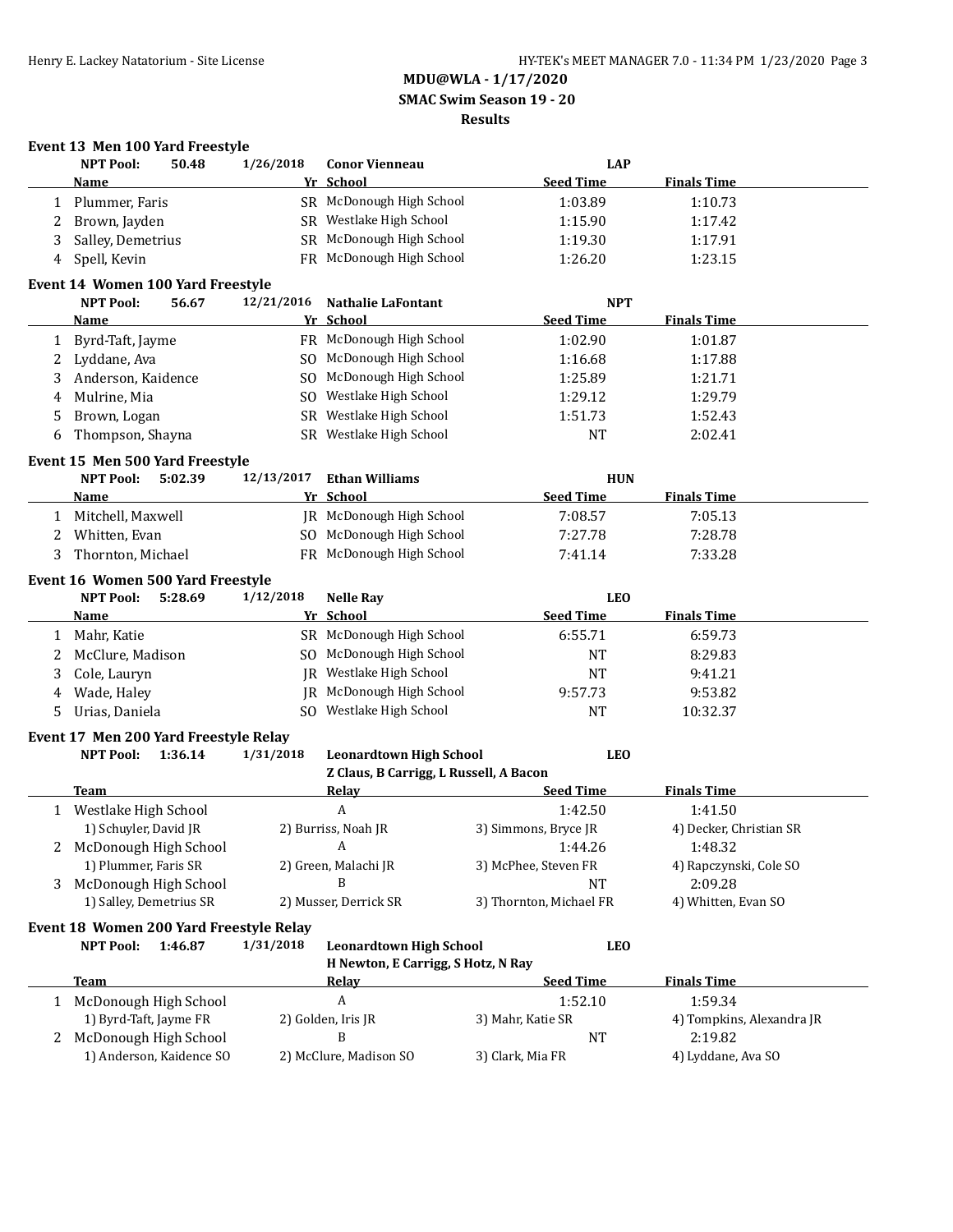# MDU@WLA - 1/17/2020
## SMAC Swim Season 19 - 20
### Results

**Event 13 Men 100 Yard Freestyle**

NPT Pool: 50.48 — 1/26/2018 — Conor Vienneau — LAP

| | Name | Yr | School | Seed Time | Finals Time |
|---|---|---|---|---|---|
| 1 | Plummer, Faris | SR | McDonough High School | 1:03.89 | 1:10.73 |
| 2 | Brown, Jayden | SR | Westlake High School | 1:15.90 | 1:17.42 |
| 3 | Salley, Demetrius | SR | McDonough High School | 1:19.30 | 1:17.91 |
| 4 | Spell, Kevin | FR | McDonough High School | 1:26.20 | 1:23.15 |

**Event 14 Women 100 Yard Freestyle**

NPT Pool: 56.67 — 12/21/2016 — Nathalie LaFontant — NPT

| | Name | Yr | School | Seed Time | Finals Time |
|---|---|---|---|---|---|
| 1 | Byrd-Taft, Jayme | FR | McDonough High School | 1:02.90 | 1:01.87 |
| 2 | Lyddane, Ava | SO | McDonough High School | 1:16.68 | 1:17.88 |
| 3 | Anderson, Kaidence | SO | McDonough High School | 1:25.89 | 1:21.71 |
| 4 | Mulrine, Mia | SO | Westlake High School | 1:29.12 | 1:29.79 |
| 5 | Brown, Logan | SR | Westlake High School | 1:51.73 | 1:52.43 |
| 6 | Thompson, Shayna | SR | Westlake High School | NT | 2:02.41 |

**Event 15 Men 500 Yard Freestyle**

NPT Pool: 5:02.39 — 12/13/2017 — Ethan Williams — HUN

| | Name | Yr | School | Seed Time | Finals Time |
|---|---|---|---|---|---|
| 1 | Mitchell, Maxwell | JR | McDonough High School | 7:08.57 | 7:05.13 |
| 2 | Whitten, Evan | SO | McDonough High School | 7:27.78 | 7:28.78 |
| 3 | Thornton, Michael | FR | McDonough High School | 7:41.14 | 7:33.28 |

**Event 16 Women 500 Yard Freestyle**

NPT Pool: 5:28.69 — 1/12/2018 — Nelle Ray — LEO

| | Name | Yr | School | Seed Time | Finals Time |
|---|---|---|---|---|---|
| 1 | Mahr, Katie | SR | McDonough High School | 6:55.71 | 6:59.73 |
| 2 | McClure, Madison | SO | McDonough High School | NT | 8:29.83 |
| 3 | Cole, Lauryn | JR | Westlake High School | NT | 9:41.21 |
| 4 | Wade, Haley | JR | McDonough High School | 9:57.73 | 9:53.82 |
| 5 | Urias, Daniela | SO | Westlake High School | NT | 10:32.37 |

**Event 17 Men 200 Yard Freestyle Relay**

NPT Pool: 1:36.14 — 1/31/2018 — Leonardtown High School — LEO
Z Claus, B Carrigg, L Russell, A Bacon

| | Team | Relay | Seed Time | Finals Time |
|---|---|---|---|---|
| 1 | Westlake High School | A | 1:42.50 | 1:41.50 |
| | 1) Schuyler, David JR | 2) Burriss, Noah JR | 3) Simmons, Bryce JR | 4) Decker, Christian SR |
| 2 | McDonough High School | A | 1:44.26 | 1:48.32 |
| | 1) Plummer, Faris SR | 2) Green, Malachi JR | 3) McPhee, Steven FR | 4) Rapczynski, Cole SO |
| 3 | McDonough High School | B | NT | 2:09.28 |
| | 1) Salley, Demetrius SR | 2) Musser, Derrick SR | 3) Thornton, Michael FR | 4) Whitten, Evan SO |

**Event 18 Women 200 Yard Freestyle Relay**

NPT Pool: 1:46.87 — 1/31/2018 — Leonardtown High School — LEO
H Newton, E Carrigg, S Hotz, N Ray

| | Team | Relay | Seed Time | Finals Time |
|---|---|---|---|---|
| 1 | McDonough High School | A | 1:52.10 | 1:59.34 |
| | 1) Byrd-Taft, Jayme FR | 2) Golden, Iris JR | 3) Mahr, Katie SR | 4) Tompkins, Alexandra JR |
| 2 | McDonough High School | B | NT | 2:19.82 |
| | 1) Anderson, Kaidence SO | 2) McClure, Madison SO | 3) Clark, Mia FR | 4) Lyddane, Ava SO |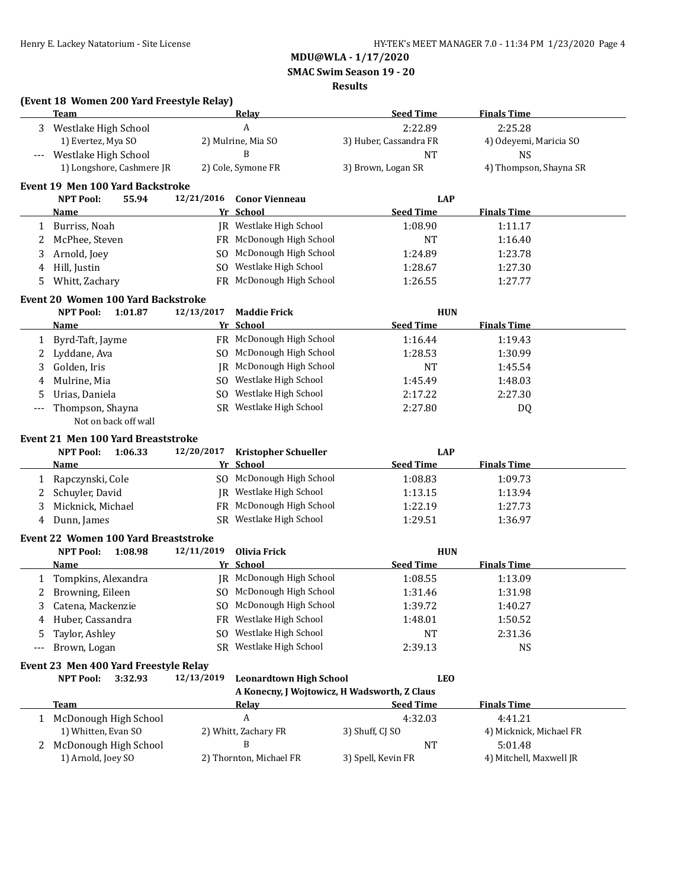MDU@WLA - 1/17/2020

SMAC Swim Season 19 - 20

Results

### (Event 18 Women 200 Yard Freestyle Relay)

| | Team | Relay | Seed Time | Finals Time |
|---|---|---|---|---|
| 3 | Westlake High School | A | 2:22.89 | 2:25.28 |
| | 1) Evertez, Mya SO | 2) Mulrine, Mia SO | 3) Huber, Cassandra FR | 4) Odeyemi, Maricia SO |
| --- | Westlake High School | B | NT | NS |
| | 1) Longshore, Cashmere JR | 2) Cole, Symone FR | 3) Brown, Logan SR | 4) Thompson, Shayna SR |

### Event 19 Men 100 Yard Backstroke

NPT Pool: 55.94 12/21/2016 **Conor Vienneau** LAP

| | Name | Yr | School | Seed Time | Finals Time |
|---|---|---|---|---|---|
| 1 | Burriss, Noah | JR | Westlake High School | 1:08.90 | 1:11.17 |
| 2 | McPhee, Steven | FR | McDonough High School | NT | 1:16.40 |
| 3 | Arnold, Joey | SO | McDonough High School | 1:24.89 | 1:23.78 |
| 4 | Hill, Justin | SO | Westlake High School | 1:28.67 | 1:27.30 |
| 5 | Whitt, Zachary | FR | McDonough High School | 1:26.55 | 1:27.77 |

### Event 20 Women 100 Yard Backstroke

NPT Pool: 1:01.87 12/13/2017 **Maddie Frick** HUN

| | Name | Yr | School | Seed Time | Finals Time |
|---|---|---|---|---|---|
| 1 | Byrd-Taft, Jayme | FR | McDonough High School | 1:16.44 | 1:19.43 |
| 2 | Lyddane, Ava | SO | McDonough High School | 1:28.53 | 1:30.99 |
| 3 | Golden, Iris | JR | McDonough High School | NT | 1:45.54 |
| 4 | Mulrine, Mia | SO | Westlake High School | 1:45.49 | 1:48.03 |
| 5 | Urias, Daniela | SO | Westlake High School | 2:17.22 | 2:27.30 |
| --- | Thompson, Shayna | SR | Westlake High School | 2:27.80 | DQ |
| | Not on back off wall | | | | |

### Event 21 Men 100 Yard Breaststroke

NPT Pool: 1:06.33 12/20/2017 **Kristopher Schueller** LAP

| | Name | Yr | School | Seed Time | Finals Time |
|---|---|---|---|---|---|
| 1 | Rapczynski, Cole | SO | McDonough High School | 1:08.83 | 1:09.73 |
| 2 | Schuyler, David | JR | Westlake High School | 1:13.15 | 1:13.94 |
| 3 | Micknick, Michael | FR | McDonough High School | 1:22.19 | 1:27.73 |
| 4 | Dunn, James | SR | Westlake High School | 1:29.51 | 1:36.97 |

### Event 22 Women 100 Yard Breaststroke

NPT Pool: 1:08.98 12/11/2019 **Olivia Frick** HUN

| | Name | Yr | School | Seed Time | Finals Time |
|---|---|---|---|---|---|
| 1 | Tompkins, Alexandra | JR | McDonough High School | 1:08.55 | 1:13.09 |
| 2 | Browning, Eileen | SO | McDonough High School | 1:31.46 | 1:31.98 |
| 3 | Catena, Mackenzie | SO | McDonough High School | 1:39.72 | 1:40.27 |
| 4 | Huber, Cassandra | FR | Westlake High School | 1:48.01 | 1:50.52 |
| 5 | Taylor, Ashley | SO | Westlake High School | NT | 2:31.36 |
| --- | Brown, Logan | SR | Westlake High School | 2:39.13 | NS |

### Event 23 Men 400 Yard Freestyle Relay

NPT Pool: 3:32.93 12/13/2019 **Leonardtown High School** LEO

**A Konecny, J Wojtowicz, H Wadsworth, Z Claus**

| | Team | Relay | Seed Time | Finals Time |
|---|---|---|---|---|
| 1 | McDonough High School | A | 4:32.03 | 4:41.21 |
| | 1) Whitten, Evan SO | 2) Whitt, Zachary FR | 3) Shuff, CJ SO | 4) Micknick, Michael FR |
| 2 | McDonough High School | B | NT | 5:01.48 |
| | 1) Arnold, Joey SO | 2) Thornton, Michael FR | 3) Spell, Kevin FR | 4) Mitchell, Maxwell JR |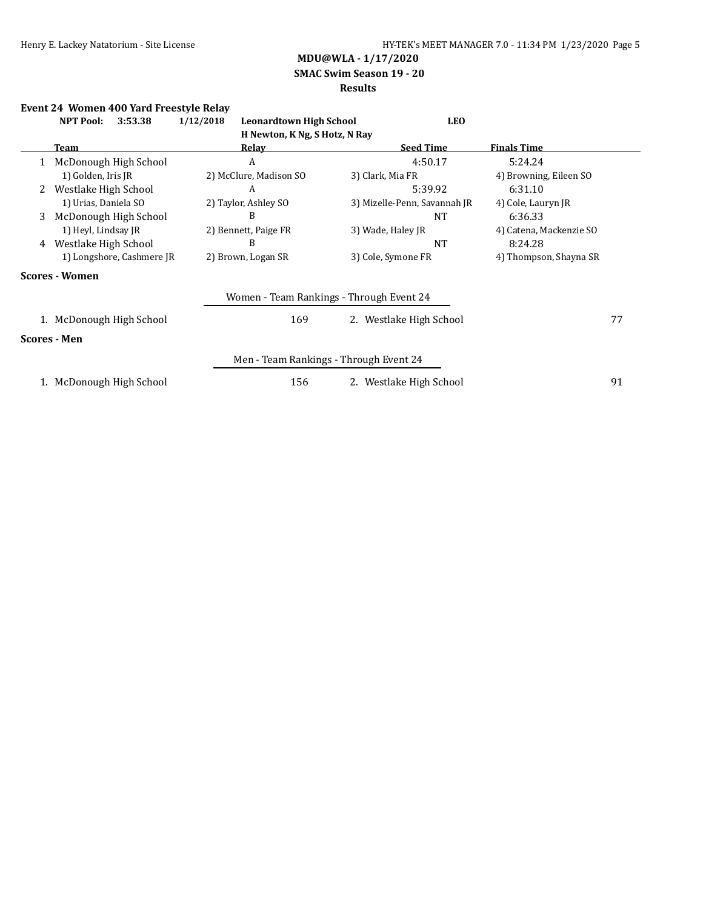**MDU@WLA - 1/17/2020**

**SMAC Swim Season 19 - 20**

**Results**

### Event 24 Women 400 Yard Freestyle Relay

**NPT Pool: 3:53.38** 1/12/2018 **Leonardtown High School** **LEO**

**H Newton, K Ng, S Hotz, N Ray**

| | Team | Relay | Seed Time | Finals Time |
|---|---|---|---|---|
| 1 | McDonough High School | A | 4:50.17 | 5:24.24 |
| | 1) Golden, Iris JR | 2) McClure, Madison SO | 3) Clark, Mia FR | 4) Browning, Eileen SO |
| 2 | Westlake High School | A | 5:39.92 | 6:31.10 |
| | 1) Urias, Daniela SO | 2) Taylor, Ashley SO | 3) Mizelle-Penn, Savannah JR | 4) Cole, Lauryn JR |
| 3 | McDonough High School | B | NT | 6:36.33 |
| | 1) Heyl, Lindsay JR | 2) Bennett, Paige FR | 3) Wade, Haley JR | 4) Catena, Mackenzie SO |
| 4 | Westlake High School | B | NT | 8:24.28 |
| | 1) Longshore, Cashmere JR | 2) Brown, Logan SR | 3) Cole, Symone FR | 4) Thompson, Shayna SR |

**Scores - Women**

Women - Team Rankings - Through Event 24

| | | | |
|---|---|---|---|
| 1. McDonough High School | 169 | 2. Westlake High School | 77 |

**Scores - Men**

Men - Team Rankings - Through Event 24

| | | | |
|---|---|---|---|
| 1. McDonough High School | 156 | 2. Westlake High School | 91 |